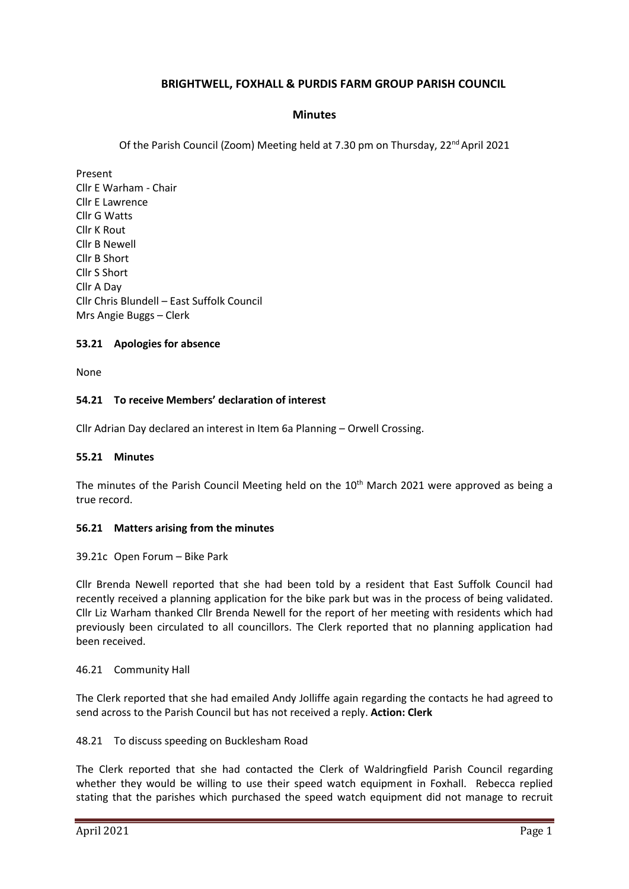# BRIGHTWELL, FOXHALL & PURDIS FARM GROUP PARISH COUNCIL

## Minutes

Of the Parish Council (Zoom) Meeting held at 7.30 pm on Thursday, 22nd April 2021

Present
Cllr E Warham - Chair
Cllr E Lawrence
Cllr G Watts
Cllr K Rout
Cllr B Newell
Cllr B Short
Cllr S Short
Cllr A Day
Cllr Chris Blundell – East Suffolk Council
Mrs Angie Buggs – Clerk

### 53.21 Apologies for absence

None

### 54.21 To receive Members' declaration of interest

Cllr Adrian Day declared an interest in Item 6a Planning – Orwell Crossing.

### 55.21 Minutes

The minutes of the Parish Council Meeting held on the 10th March 2021 were approved as being a true record.

### 56.21 Matters arising from the minutes

39.21c Open Forum – Bike Park

Cllr Brenda Newell reported that she had been told by a resident that East Suffolk Council had recently received a planning application for the bike park but was in the process of being validated. Cllr Liz Warham thanked Cllr Brenda Newell for the report of her meeting with residents which had previously been circulated to all councillors. The Clerk reported that no planning application had been received.

46.21 Community Hall

The Clerk reported that she had emailed Andy Jolliffe again regarding the contacts he had agreed to send across to the Parish Council but has not received a reply. **Action: Clerk**

48.21 To discuss speeding on Bucklesham Road

The Clerk reported that she had contacted the Clerk of Waldringfield Parish Council regarding whether they would be willing to use their speed watch equipment in Foxhall. Rebecca replied stating that the parishes which purchased the speed watch equipment did not manage to recruit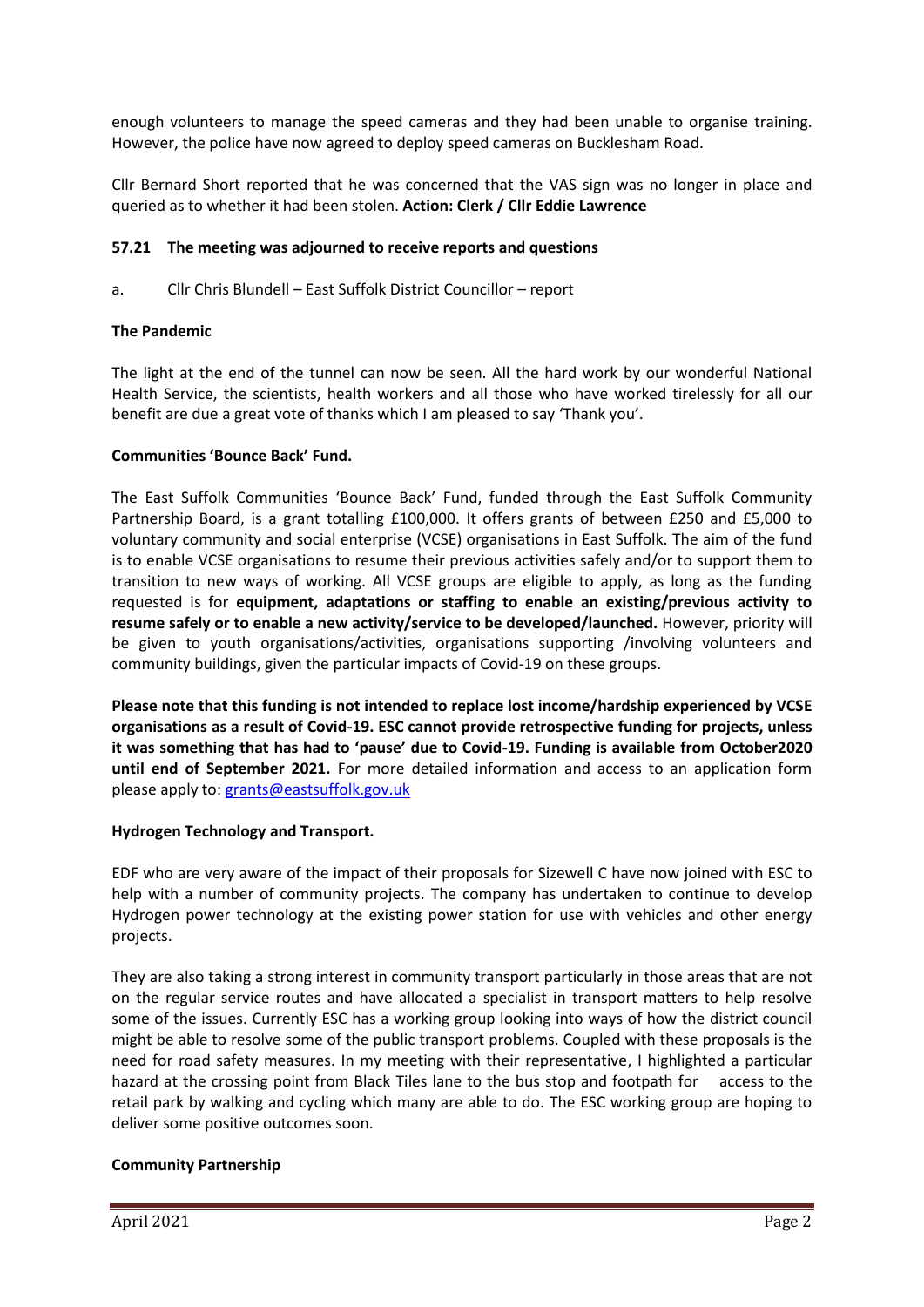enough volunteers to manage the speed cameras and they had been unable to organise training. However, the police have now agreed to deploy speed cameras on Bucklesham Road.

Cllr Bernard Short reported that he was concerned that the VAS sign was no longer in place and queried as to whether it had been stolen. **Action: Clerk / Cllr Eddie Lawrence**

**57.21 The meeting was adjourned to receive reports and questions**

a. Cllr Chris Blundell – East Suffolk District Councillor – report

**The Pandemic**

The light at the end of the tunnel can now be seen. All the hard work by our wonderful National Health Service, the scientists, health workers and all those who have worked tirelessly for all our benefit are due a great vote of thanks which I am pleased to say 'Thank you'.

**Communities 'Bounce Back' Fund.**

The East Suffolk Communities 'Bounce Back' Fund, funded through the East Suffolk Community Partnership Board, is a grant totalling £100,000. It offers grants of between £250 and £5,000 to voluntary community and social enterprise (VCSE) organisations in East Suffolk. The aim of the fund is to enable VCSE organisations to resume their previous activities safely and/or to support them to transition to new ways of working. All VCSE groups are eligible to apply, as long as the funding requested is for **equipment, adaptations or staffing to enable an existing/previous activity to resume safely or to enable a new activity/service to be developed/launched.** However, priority will be given to youth organisations/activities, organisations supporting /involving volunteers and community buildings, given the particular impacts of Covid-19 on these groups.

**Please note that this funding is not intended to replace lost income/hardship experienced by VCSE organisations as a result of Covid-19. ESC cannot provide retrospective funding for projects, unless it was something that has had to 'pause' due to Covid-19. Funding is available from October2020 until end of September 2021.** For more detailed information and access to an application form please apply to: grants@eastsuffolk.gov.uk

**Hydrogen Technology and Transport.**

EDF who are very aware of the impact of their proposals for Sizewell C have now joined with ESC to help with a number of community projects. The company has undertaken to continue to develop Hydrogen power technology at the existing power station for use with vehicles and other energy projects.

They are also taking a strong interest in community transport particularly in those areas that are not on the regular service routes and have allocated a specialist in transport matters to help resolve some of the issues. Currently ESC has a working group looking into ways of how the district council might be able to resolve some of the public transport problems. Coupled with these proposals is the need for road safety measures. In my meeting with their representative, I highlighted a particular hazard at the crossing point from Black Tiles lane to the bus stop and footpath for access to the retail park by walking and cycling which many are able to do. The ESC working group are hoping to deliver some positive outcomes soon.

**Community Partnership**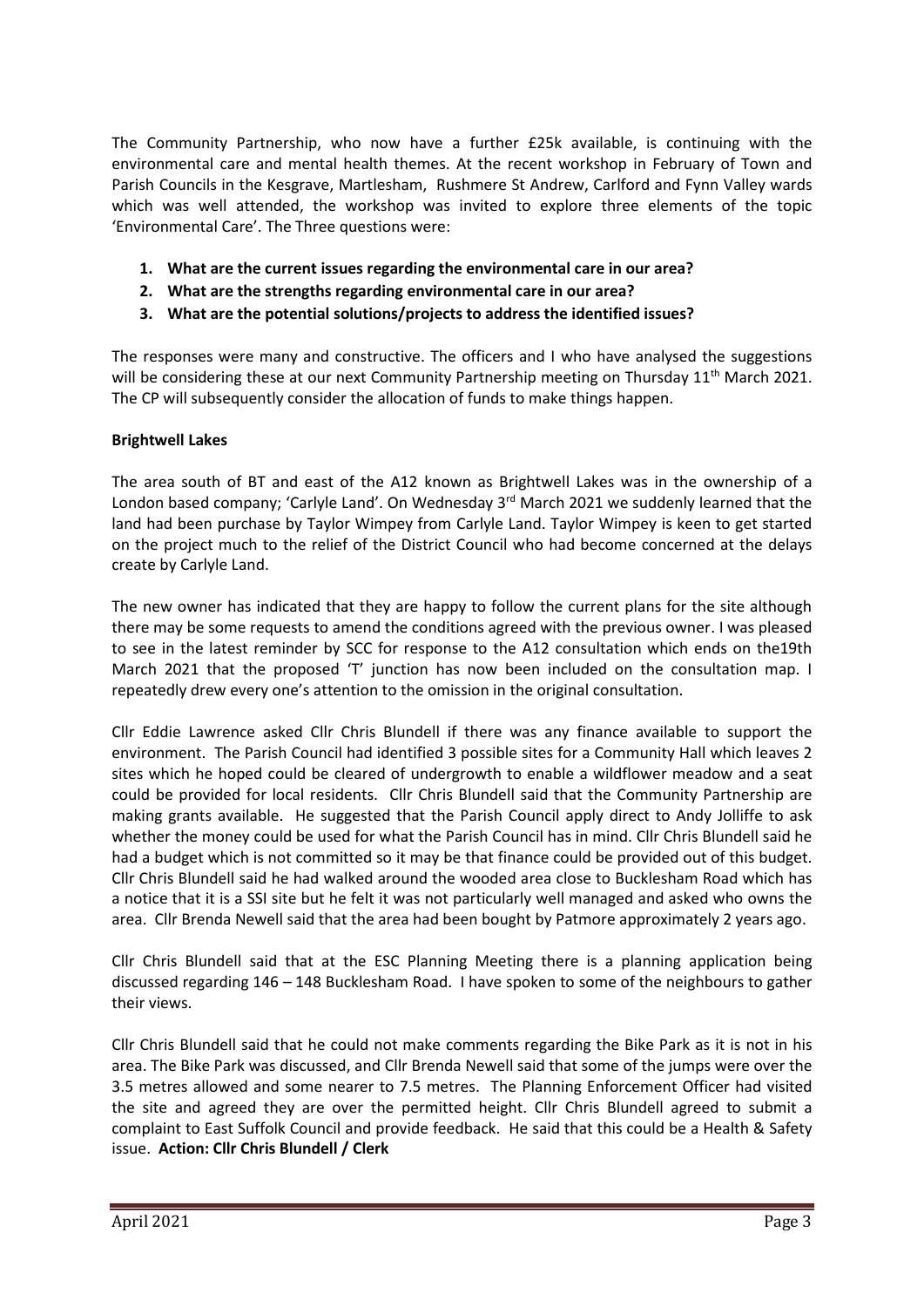The Community Partnership, who now have a further £25k available, is continuing with the environmental care and mental health themes. At the recent workshop in February of Town and Parish Councils in the Kesgrave, Martlesham, Rushmere St Andrew, Carlford and Fynn Valley wards which was well attended, the workshop was invited to explore three elements of the topic 'Environmental Care'. The Three questions were:

1. **What are the current issues regarding the environmental care in our area?**
2. **What are the strengths regarding environmental care in our area?**
3. **What are the potential solutions/projects to address the identified issues?**

The responses were many and constructive. The officers and I who have analysed the suggestions will be considering these at our next Community Partnership meeting on Thursday 11th March 2021. The CP will subsequently consider the allocation of funds to make things happen.

**Brightwell Lakes**

The area south of BT and east of the A12 known as Brightwell Lakes was in the ownership of a London based company; 'Carlyle Land'. On Wednesday 3rd March 2021 we suddenly learned that the land had been purchase by Taylor Wimpey from Carlyle Land. Taylor Wimpey is keen to get started on the project much to the relief of the District Council who had become concerned at the delays create by Carlyle Land.

The new owner has indicated that they are happy to follow the current plans for the site although there may be some requests to amend the conditions agreed with the previous owner. I was pleased to see in the latest reminder by SCC for response to the A12 consultation which ends on the19th March 2021 that the proposed 'T' junction has now been included on the consultation map. I repeatedly drew every one's attention to the omission in the original consultation.

Cllr Eddie Lawrence asked Cllr Chris Blundell if there was any finance available to support the environment. The Parish Council had identified 3 possible sites for a Community Hall which leaves 2 sites which he hoped could be cleared of undergrowth to enable a wildflower meadow and a seat could be provided for local residents. Cllr Chris Blundell said that the Community Partnership are making grants available. He suggested that the Parish Council apply direct to Andy Jolliffe to ask whether the money could be used for what the Parish Council has in mind. Cllr Chris Blundell said he had a budget which is not committed so it may be that finance could be provided out of this budget. Cllr Chris Blundell said he had walked around the wooded area close to Bucklesham Road which has a notice that it is a SSI site but he felt it was not particularly well managed and asked who owns the area. Cllr Brenda Newell said that the area had been bought by Patmore approximately 2 years ago.

Cllr Chris Blundell said that at the ESC Planning Meeting there is a planning application being discussed regarding 146 – 148 Bucklesham Road. I have spoken to some of the neighbours to gather their views.

Cllr Chris Blundell said that he could not make comments regarding the Bike Park as it is not in his area. The Bike Park was discussed, and Cllr Brenda Newell said that some of the jumps were over the 3.5 metres allowed and some nearer to 7.5 metres. The Planning Enforcement Officer had visited the site and agreed they are over the permitted height. Cllr Chris Blundell agreed to submit a complaint to East Suffolk Council and provide feedback. He said that this could be a Health & Safety issue. **Action: Cllr Chris Blundell / Clerk**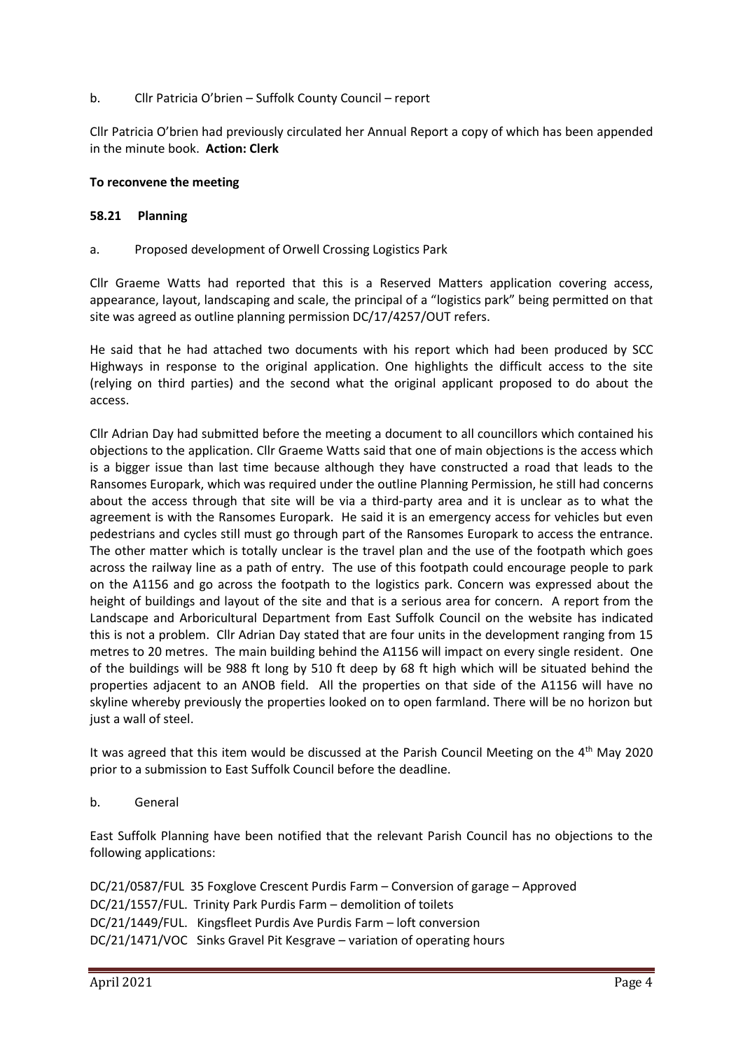b. Cllr Patricia O'brien – Suffolk County Council – report

Cllr Patricia O'brien had previously circulated her Annual Report a copy of which has been appended in the minute book. **Action: Clerk**

**To reconvene the meeting**

### 58.21 Planning

a. Proposed development of Orwell Crossing Logistics Park

Cllr Graeme Watts had reported that this is a Reserved Matters application covering access, appearance, layout, landscaping and scale, the principal of a "logistics park" being permitted on that site was agreed as outline planning permission DC/17/4257/OUT refers.

He said that he had attached two documents with his report which had been produced by SCC Highways in response to the original application. One highlights the difficult access to the site (relying on third parties) and the second what the original applicant proposed to do about the access.

Cllr Adrian Day had submitted before the meeting a document to all councillors which contained his objections to the application. Cllr Graeme Watts said that one of main objections is the access which is a bigger issue than last time because although they have constructed a road that leads to the Ransomes Europark, which was required under the outline Planning Permission, he still had concerns about the access through that site will be via a third-party area and it is unclear as to what the agreement is with the Ransomes Europark. He said it is an emergency access for vehicles but even pedestrians and cycles still must go through part of the Ransomes Europark to access the entrance. The other matter which is totally unclear is the travel plan and the use of the footpath which goes across the railway line as a path of entry. The use of this footpath could encourage people to park on the A1156 and go across the footpath to the logistics park. Concern was expressed about the height of buildings and layout of the site and that is a serious area for concern. A report from the Landscape and Arboricultural Department from East Suffolk Council on the website has indicated this is not a problem. Cllr Adrian Day stated that are four units in the development ranging from 15 metres to 20 metres. The main building behind the A1156 will impact on every single resident. One of the buildings will be 988 ft long by 510 ft deep by 68 ft high which will be situated behind the properties adjacent to an ANOB field. All the properties on that side of the A1156 will have no skyline whereby previously the properties looked on to open farmland. There will be no horizon but just a wall of steel.

It was agreed that this item would be discussed at the Parish Council Meeting on the 4th May 2020 prior to a submission to East Suffolk Council before the deadline.

b. General

East Suffolk Planning have been notified that the relevant Parish Council has no objections to the following applications:

DC/21/0587/FUL 35 Foxglove Crescent Purdis Farm – Conversion of garage – Approved
DC/21/1557/FUL. Trinity Park Purdis Farm – demolition of toilets
DC/21/1449/FUL. Kingsfleet Purdis Ave Purdis Farm – loft conversion
DC/21/1471/VOC Sinks Gravel Pit Kesgrave – variation of operating hours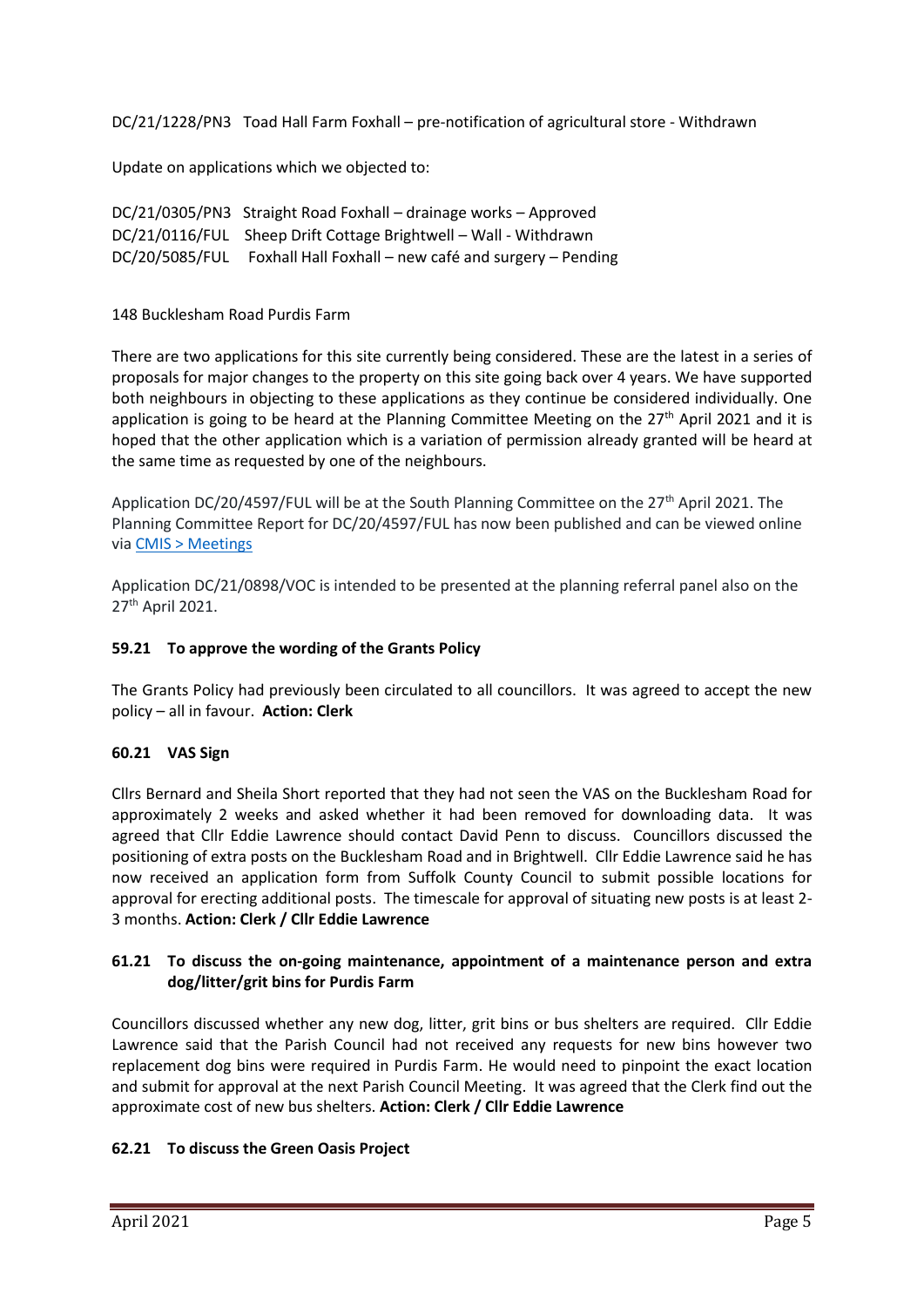DC/21/1228/PN3 Toad Hall Farm Foxhall – pre-notification of agricultural store - Withdrawn

Update on applications which we objected to:

DC/21/0305/PN3 Straight Road Foxhall – drainage works – Approved
DC/21/0116/FUL Sheep Drift Cottage Brightwell – Wall - Withdrawn
DC/20/5085/FUL Foxhall Hall Foxhall – new café and surgery – Pending

148 Bucklesham Road Purdis Farm

There are two applications for this site currently being considered. These are the latest in a series of proposals for major changes to the property on this site going back over 4 years. We have supported both neighbours in objecting to these applications as they continue be considered individually. One application is going to be heard at the Planning Committee Meeting on the 27th April 2021 and it is hoped that the other application which is a variation of permission already granted will be heard at the same time as requested by one of the neighbours.

Application DC/20/4597/FUL will be at the South Planning Committee on the 27th April 2021. The Planning Committee Report for DC/20/4597/FUL has now been published and can be viewed online via CMIS > Meetings

Application DC/21/0898/VOC is intended to be presented at the planning referral panel also on the 27th April 2021.

### 59.21 To approve the wording of the Grants Policy

The Grants Policy had previously been circulated to all councillors. It was agreed to accept the new policy – all in favour. **Action: Clerk**

### 60.21 VAS Sign

Cllrs Bernard and Sheila Short reported that they had not seen the VAS on the Bucklesham Road for approximately 2 weeks and asked whether it had been removed for downloading data. It was agreed that Cllr Eddie Lawrence should contact David Penn to discuss. Councillors discussed the positioning of extra posts on the Bucklesham Road and in Brightwell. Cllr Eddie Lawrence said he has now received an application form from Suffolk County Council to submit possible locations for approval for erecting additional posts. The timescale for approval of situating new posts is at least 2-3 months. **Action: Clerk / Cllr Eddie Lawrence**

### 61.21 To discuss the on-going maintenance, appointment of a maintenance person and extra dog/litter/grit bins for Purdis Farm

Councillors discussed whether any new dog, litter, grit bins or bus shelters are required. Cllr Eddie Lawrence said that the Parish Council had not received any requests for new bins however two replacement dog bins were required in Purdis Farm. He would need to pinpoint the exact location and submit for approval at the next Parish Council Meeting. It was agreed that the Clerk find out the approximate cost of new bus shelters. **Action: Clerk / Cllr Eddie Lawrence**

### 62.21 To discuss the Green Oasis Project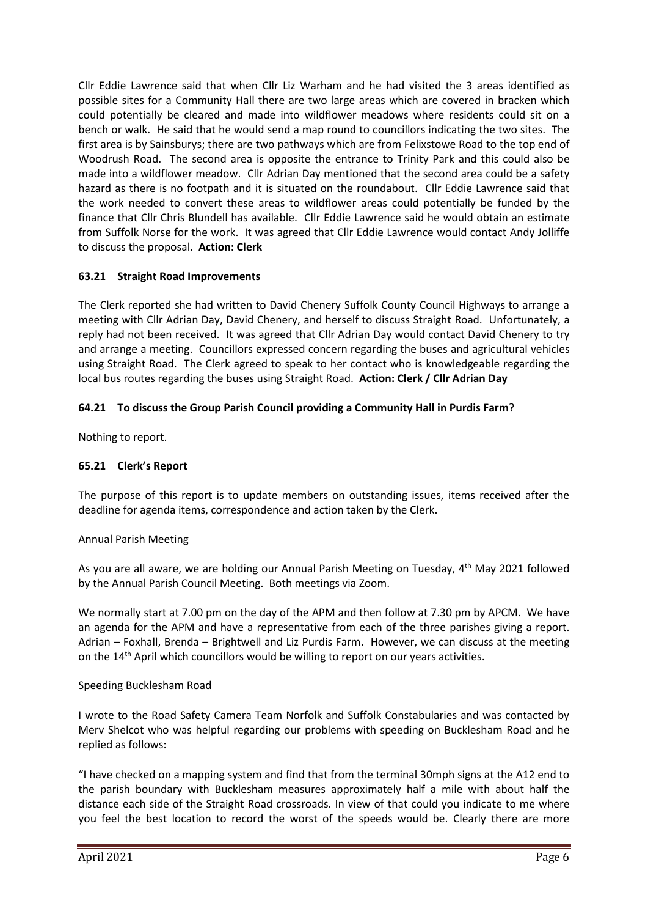Cllr Eddie Lawrence said that when Cllr Liz Warham and he had visited the 3 areas identified as possible sites for a Community Hall there are two large areas which are covered in bracken which could potentially be cleared and made into wildflower meadows where residents could sit on a bench or walk. He said that he would send a map round to councillors indicating the two sites. The first area is by Sainsburys; there are two pathways which are from Felixstowe Road to the top end of Woodrush Road. The second area is opposite the entrance to Trinity Park and this could also be made into a wildflower meadow. Cllr Adrian Day mentioned that the second area could be a safety hazard as there is no footpath and it is situated on the roundabout. Cllr Eddie Lawrence said that the work needed to convert these areas to wildflower areas could potentially be funded by the finance that Cllr Chris Blundell has available. Cllr Eddie Lawrence said he would obtain an estimate from Suffolk Norse for the work. It was agreed that Cllr Eddie Lawrence would contact Andy Jolliffe to discuss the proposal. **Action: Clerk**

### 63.21 Straight Road Improvements

The Clerk reported she had written to David Chenery Suffolk County Council Highways to arrange a meeting with Cllr Adrian Day, David Chenery, and herself to discuss Straight Road. Unfortunately, a reply had not been received. It was agreed that Cllr Adrian Day would contact David Chenery to try and arrange a meeting. Councillors expressed concern regarding the buses and agricultural vehicles using Straight Road. The Clerk agreed to speak to her contact who is knowledgeable regarding the local bus routes regarding the buses using Straight Road. **Action: Clerk / Cllr Adrian Day**

### 64.21 To discuss the Group Parish Council providing a Community Hall in Purdis Farm?

Nothing to report.

### 65.21 Clerk's Report

The purpose of this report is to update members on outstanding issues, items received after the deadline for agenda items, correspondence and action taken by the Clerk.

Annual Parish Meeting

As you are all aware, we are holding our Annual Parish Meeting on Tuesday, 4th May 2021 followed by the Annual Parish Council Meeting. Both meetings via Zoom.

We normally start at 7.00 pm on the day of the APM and then follow at 7.30 pm by APCM. We have an agenda for the APM and have a representative from each of the three parishes giving a report. Adrian – Foxhall, Brenda – Brightwell and Liz Purdis Farm. However, we can discuss at the meeting on the 14th April which councillors would be willing to report on our years activities.

Speeding Bucklesham Road

I wrote to the Road Safety Camera Team Norfolk and Suffolk Constabularies and was contacted by Merv Shelcot who was helpful regarding our problems with speeding on Bucklesham Road and he replied as follows:

"I have checked on a mapping system and find that from the terminal 30mph signs at the A12 end to the parish boundary with Bucklesham measures approximately half a mile with about half the distance each side of the Straight Road crossroads. In view of that could you indicate to me where you feel the best location to record the worst of the speeds would be. Clearly there are more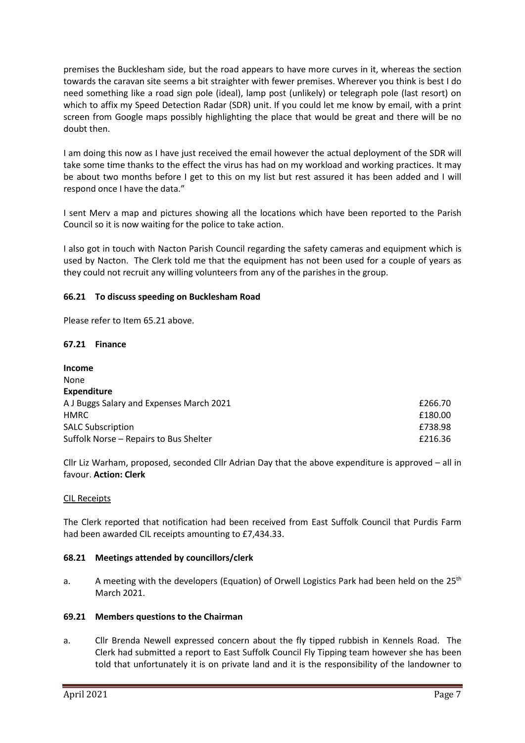premises the Bucklesham side, but the road appears to have more curves in it, whereas the section towards the caravan site seems a bit straighter with fewer premises. Wherever you think is best I do need something like a road sign pole (ideal), lamp post (unlikely) or telegraph pole (last resort) on which to affix my Speed Detection Radar (SDR) unit. If you could let me know by email, with a print screen from Google maps possibly highlighting the place that would be great and there will be no doubt then.

I am doing this now as I have just received the email however the actual deployment of the SDR will take some time thanks to the effect the virus has had on my workload and working practices. It may be about two months before I get to this on my list but rest assured it has been added and I will respond once I have the data."

I sent Merv a map and pictures showing all the locations which have been reported to the Parish Council so it is now waiting for the police to take action.

I also got in touch with Nacton Parish Council regarding the safety cameras and equipment which is used by Nacton. The Clerk told me that the equipment has not been used for a couple of years as they could not recruit any willing volunteers from any of the parishes in the group.

### 66.21 To discuss speeding on Bucklesham Road

Please refer to Item 65.21 above.

### 67.21 Finance

**Income**

None

**Expenditure**

| | |
|---|---|
| A J Buggs Salary and Expenses March 2021 | £266.70 |
| HMRC | £180.00 |
| SALC Subscription | £738.98 |
| Suffolk Norse – Repairs to Bus Shelter | £216.36 |

Cllr Liz Warham, proposed, seconded Cllr Adrian Day that the above expenditure is approved – all in favour. **Action: Clerk**

CIL Receipts

The Clerk reported that notification had been received from East Suffolk Council that Purdis Farm had been awarded CIL receipts amounting to £7,434.33.

### 68.21 Meetings attended by councillors/clerk

a. A meeting with the developers (Equation) of Orwell Logistics Park had been held on the 25th March 2021.

### 69.21 Members questions to the Chairman

a. Cllr Brenda Newell expressed concern about the fly tipped rubbish in Kennels Road. The Clerk had submitted a report to East Suffolk Council Fly Tipping team however she has been told that unfortunately it is on private land and it is the responsibility of the landowner to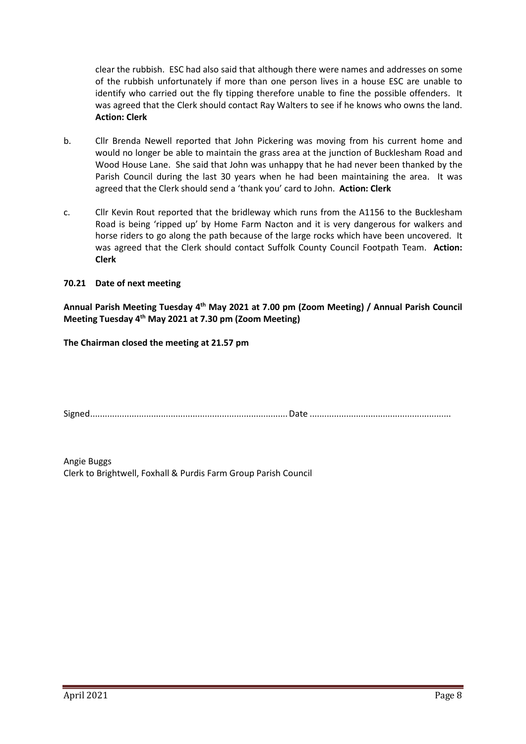clear the rubbish. ESC had also said that although there were names and addresses on some of the rubbish unfortunately if more than one person lives in a house ESC are unable to identify who carried out the fly tipping therefore unable to fine the possible offenders. It was agreed that the Clerk should contact Ray Walters to see if he knows who owns the land. **Action: Clerk**

b. Cllr Brenda Newell reported that John Pickering was moving from his current home and would no longer be able to maintain the grass area at the junction of Bucklesham Road and Wood House Lane. She said that John was unhappy that he had never been thanked by the Parish Council during the last 30 years when he had been maintaining the area. It was agreed that the Clerk should send a 'thank you' card to John. **Action: Clerk**

c. Cllr Kevin Rout reported that the bridleway which runs from the A1156 to the Bucklesham Road is being 'ripped up' by Home Farm Nacton and it is very dangerous for walkers and horse riders to go along the path because of the large rocks which have been uncovered. It was agreed that the Clerk should contact Suffolk County Council Footpath Team. **Action: Clerk**

**70.21 Date of next meeting**

**Annual Parish Meeting Tuesday 4th May 2021 at 7.00 pm (Zoom Meeting) / Annual Parish Council Meeting Tuesday 4th May 2021 at 7.30 pm (Zoom Meeting)**

**The Chairman closed the meeting at 21.57 pm**

Signed................................................................................ Date .........................................................

Angie Buggs
Clerk to Brightwell, Foxhall & Purdis Farm Group Parish Council

April 2021